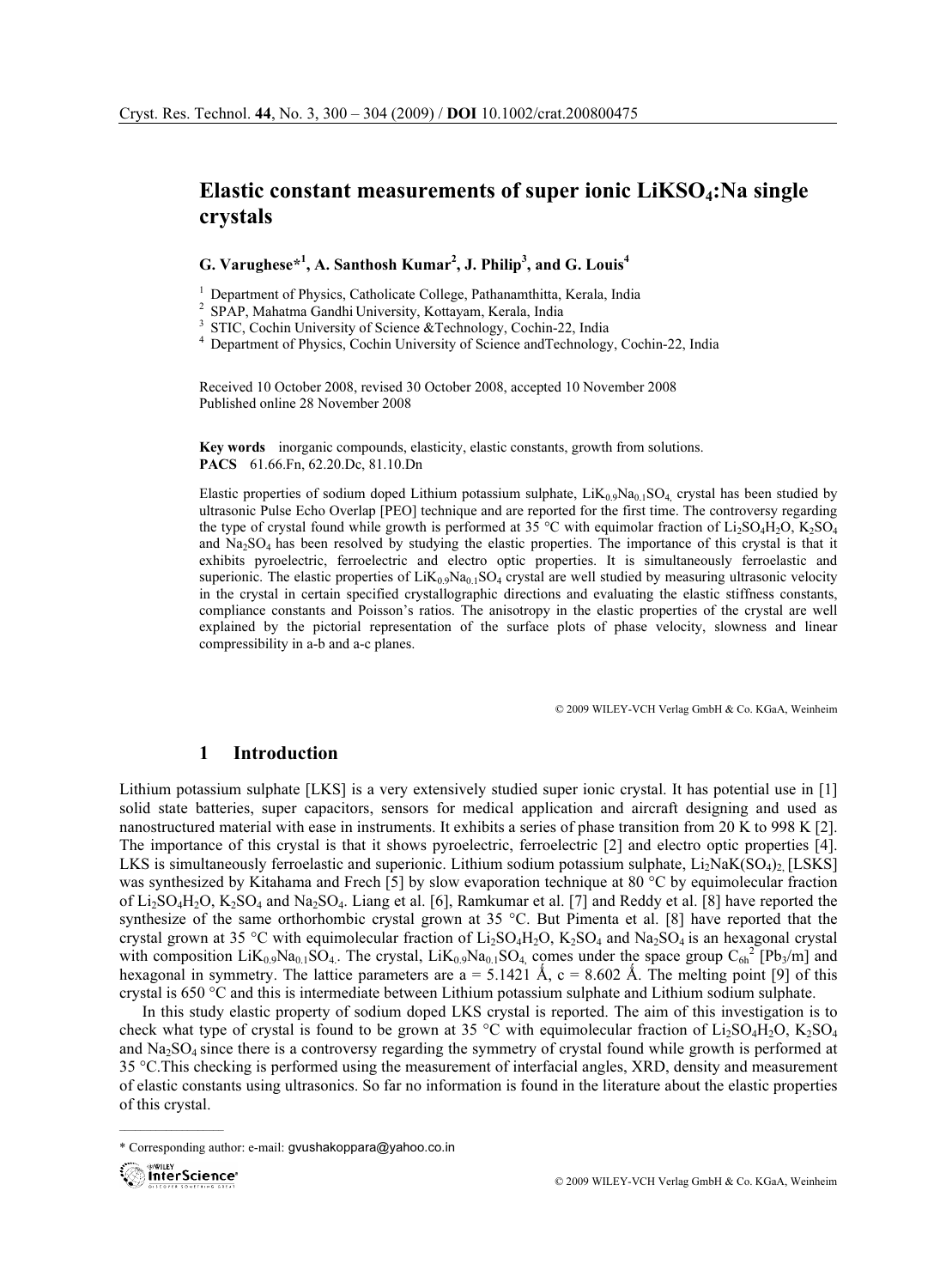# Elastic constant measurements of super ionic $LiKSO_4$:Na single crystals

**G. Varughese*[1], A. Santhosh Kumar[2], J. Philip[3], and G. Louis[4]**

[1] Department of Physics, Catholicate College, Pathanamthitta, Kerala, India
[2] SPAP, Mahatma Gandhi University, Kottayam, Kerala, India
[3] STIC, Cochin University of Science &Technology, Cochin-22, India
[4] Department of Physics, Cochin University of Science andTechnology, Cochin-22, India

Received 10 October 2008, revised 30 October 2008, accepted 10 November 2008
Published online 28 November 2008

**Key words** inorganic compounds, elasticity, elastic constants, growth from solutions.
**PACS** 61.66.Fn, 62.20.Dc, 81.10.Dn

Elastic properties of sodium doped Lithium potassium sulphate, $LiK_{0.9}Na_{0.1}SO_4$, crystal has been studied by ultrasonic Pulse Echo Overlap [PEO] technique and are reported for the first time. The controversy regarding the type of crystal found while growth is performed at 35 °C with equimolar fraction of $Li_2SO_4H_2O$, $K_2SO_4$ and $Na_2SO_4$ has been resolved by studying the elastic properties. The importance of this crystal is that it exhibits pyroelectric, ferroelectric and electro optic properties. It is simultaneously ferroelastic and superionic. The elastic properties of $LiK_{0.9}Na_{0.1}SO_4$ crystal are well studied by measuring ultrasonic velocity in the crystal in certain specified crystallographic directions and evaluating the elastic stiffness constants, compliance constants and Poisson's ratios. The anisotropy in the elastic properties of the crystal are well explained by the pictorial representation of the surface plots of phase velocity, slowness and linear compressibility in a-b and a-c planes.

© 2009 WILEY-VCH Verlag GmbH & Co. KGaA, Weinheim

## 1 Introduction

Lithium potassium sulphate [LKS] is a very extensively studied super ionic crystal. It has potential use in [1] solid state batteries, super capacitors, sensors for medical application and aircraft designing and used as nanostructured material with ease in instruments. It exhibits a series of phase transition from 20 K to 998 K [2]. The importance of this crystal is that it shows pyroelectric, ferroelectric [2] and electro optic properties [4]. LKS is simultaneously ferroelastic and superionic. Lithium sodium potassium sulphate, $Li_2NaK(SO_4)_2$ [LSKS] was synthesized by Kitahama and Frech [5] by slow evaporation technique at 80 °C by equimolecular fraction of $Li_2SO_4H_2O$, $K_2SO_4$ and $Na_2SO_4$. Liang et al. [6], Ramkumar et al. [7] and Reddy et al. [8] have reported the synthesize of the same orthorhombic crystal grown at 35 °C. But Pimenta et al. [8] have reported that the crystal grown at 35 °C with equimolecular fraction of $Li_2SO_4H_2O$, $K_2SO_4$ and $Na_2SO_4$ is an hexagonal crystal with composition $LiK_{0.9}Na_{0.1}SO_4$. The crystal, $LiK_{0.9}Na_{0.1}SO_4$, comes under the space group $C_{6h}^2$ [$Pb_3$/m] and hexagonal in symmetry. The lattice parameters are a = 5.1421 Å, c = 8.602 Å. The melting point [9] of this crystal is 650 °C and this is intermediate between Lithium potassium sulphate and Lithium sodium sulphate.

In this study elastic property of sodium doped LKS crystal is reported. The aim of this investigation is to check what type of crystal is found to be grown at 35 °C with equimolecular fraction of $Li_2SO_4H_2O$, $K_2SO_4$ and $Na_2SO_4$ since there is a controversy regarding the symmetry of crystal found while growth is performed at 35 °C. This checking is performed using the measurement of interfacial angles, XRD, density and measurement of elastic constants using ultrasonics. So far no information is found in the literature about the elastic properties of this crystal.

* Corresponding author: e-mail: gvushakoppara@yahoo.co.in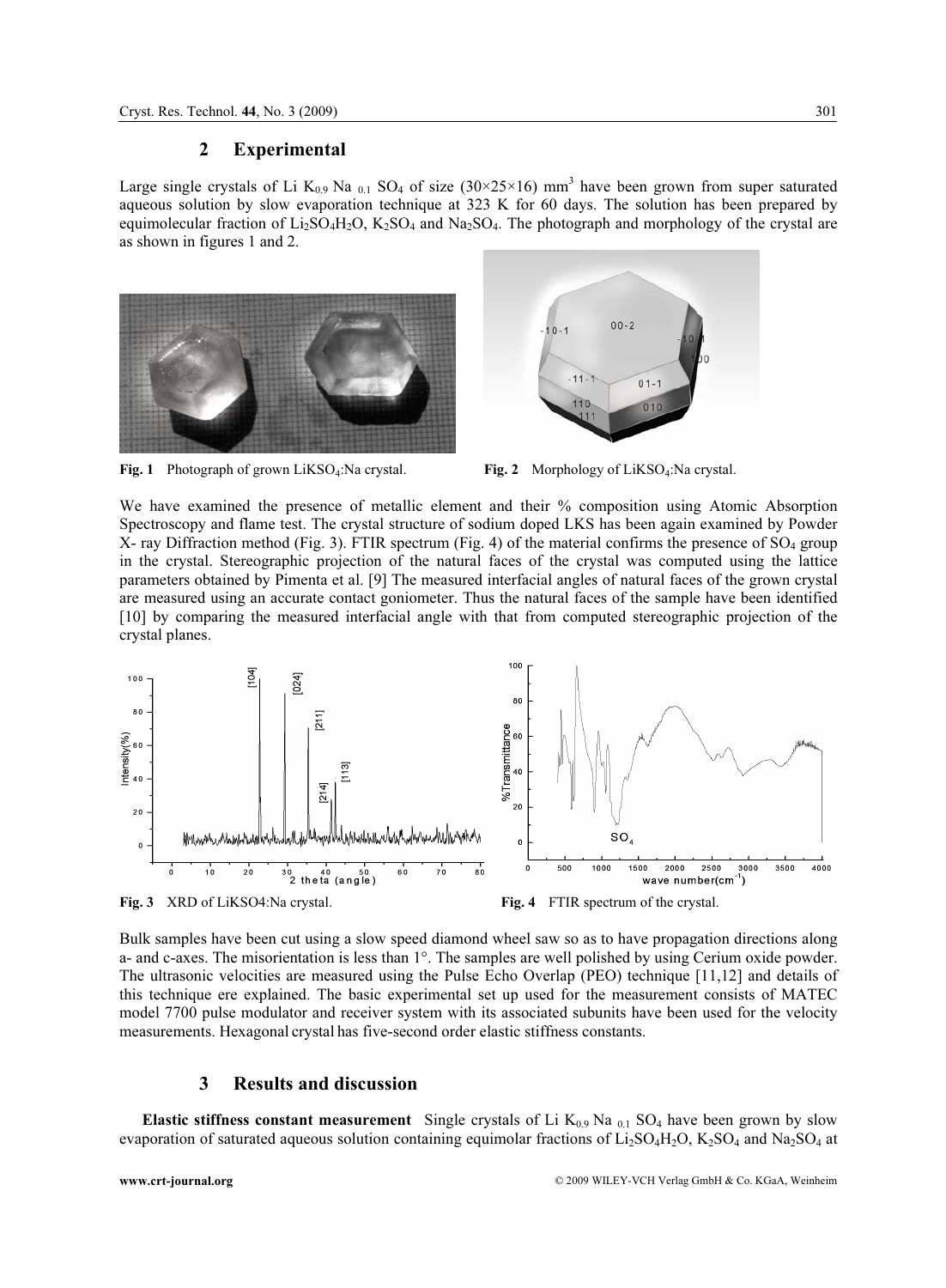## 2 Experimental

Large single crystals of Li $K_{0.9}$ Na $_{0.1}$ $SO_4$ of size $(30\times25\times16)$ $mm^3$ have been grown from super saturated aqueous solution by slow evaporation technique at 323 K for 60 days. The solution has been prepared by equimolecular fraction of $Li_2SO_4H_2O$, $K_2SO_4$ and $Na_2SO_4$. The photograph and morphology of the crystal are as shown in figures 1 and 2.

**Fig. 1** Photograph of grown $LiKSO_4$:Na crystal.

**Fig. 2** Morphology of $LiKSO_4$:Na crystal.

We have examined the presence of metallic element and their % composition using Atomic Absorption Spectroscopy and flame test. The crystal structure of sodium doped LKS has been again examined by Powder X- ray Diffraction method (Fig. 3). FTIR spectrum (Fig. 4) of the material confirms the presence of $SO_4$ group in the crystal. Stereographic projection of the natural faces of the crystal was computed using the lattice parameters obtained by Pimenta et al. [9] The measured interfacial angles of natural faces of the grown crystal are measured using an accurate contact goniometer. Thus the natural faces of the sample have been identified [10] by comparing the measured interfacial angle with that from computed stereographic projection of the crystal planes.

**Fig. 3** XRD of LiKSO4:Na crystal.

**Fig. 4** FTIR spectrum of the crystal.

Bulk samples have been cut using a slow speed diamond wheel saw so as to have propagation directions along a- and c-axes. The misorientation is less than 1°. The samples are well polished by using Cerium oxide powder. The ultrasonic velocities are measured using the Pulse Echo Overlap (PEO) technique [11,12] and details of this technique ere explained. The basic experimental set up used for the measurement consists of MATEC model 7700 pulse modulator and receiver system with its associated subunits have been used for the velocity measurements. Hexagonal crystal has five-second order elastic stiffness constants.

## 3 Results and discussion

**Elastic stiffness constant measurement** Single crystals of Li $K_{0.9}$ Na $_{0.1}$ $SO_4$ have been grown by slow evaporation of saturated aqueous solution containing equimolar fractions of $Li_2SO_4H_2O$, $K_2SO_4$ and $Na_2SO_4$ at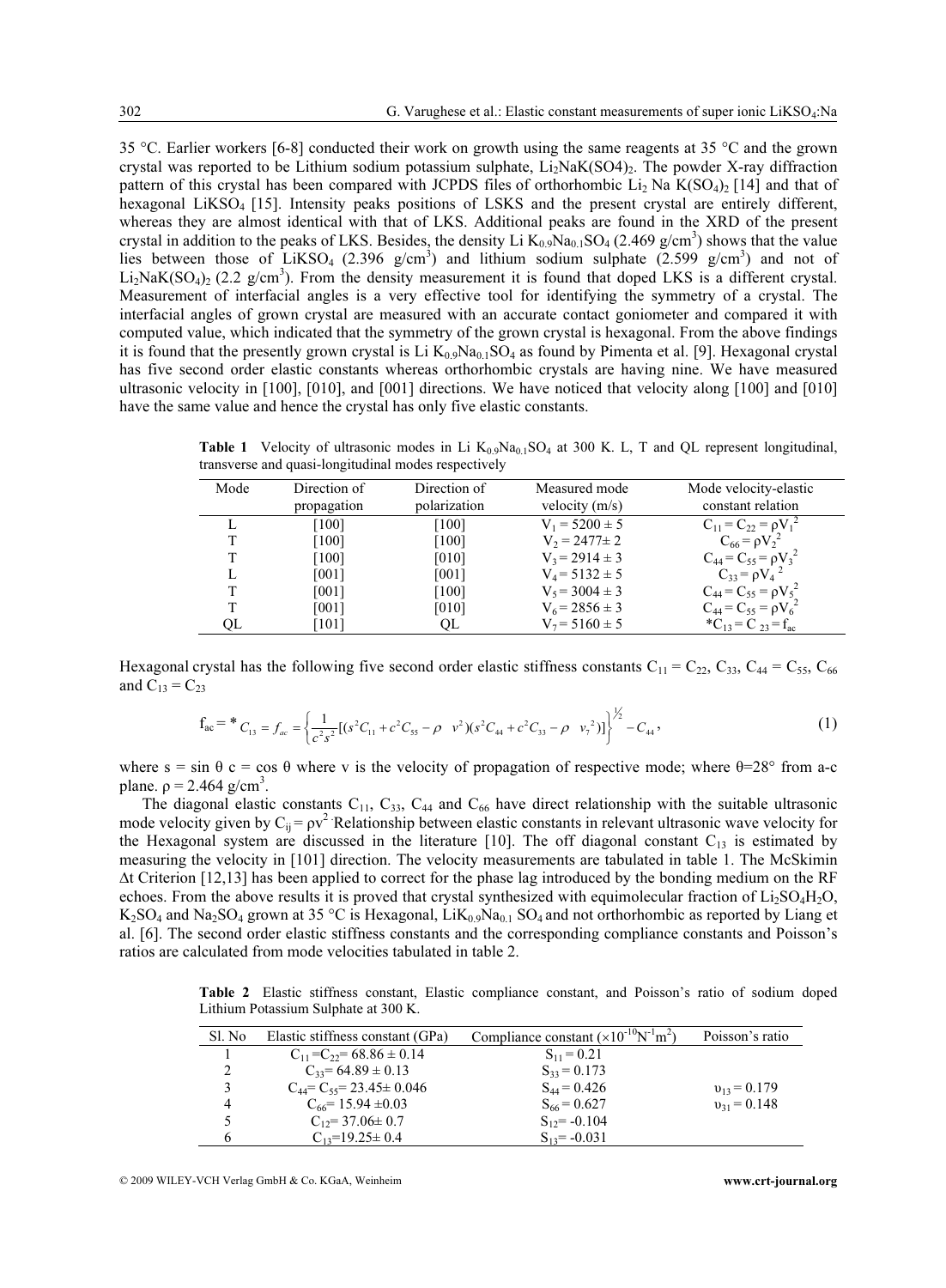35 °C. Earlier workers [6-8] conducted their work on growth using the same reagents at 35 °C and the grown crystal was reported to be Lithium sodium potassium sulphate, $Li_2NaK(SO4)_2$. The powder X-ray diffraction pattern of this crystal has been compared with JCPDS files of orthorhombic $Li_2$ Na $K(SO_4)_2$ [14] and that of hexagonal $LiKSO_4$ [15]. Intensity peaks positions of LSKS and the present crystal are entirely different, whereas they are almost identical with that of LKS. Additional peaks are found in the XRD of the present crystal in addition to the peaks of LKS. Besides, the density Li $K_{0.9}Na_{0.1}SO_4$ (2.469 g/cm$^3$) shows that the value lies between those of $LiKSO_4$ (2.396 g/cm$^3$) and lithium sodium sulphate (2.599 g/cm$^3$) and not of $Li_2NaK(SO_4)_2$ (2.2 g/cm$^3$). From the density measurement it is found that doped LKS is a different crystal. Measurement of interfacial angles is a very effective tool for identifying the symmetry of a crystal. The interfacial angles of grown crystal are measured with an accurate contact goniometer and compared it with computed value, which indicated that the symmetry of the grown crystal is hexagonal. From the above findings it is found that the presently grown crystal is Li $K_{0.9}Na_{0.1}SO_4$ as found by Pimenta et al. [9]. Hexagonal crystal has five second order elastic constants whereas orthorhombic crystals are having nine. We have measured ultrasonic velocity in [100], [010], and [001] directions. We have noticed that velocity along [100] and [010] have the same value and hence the crystal has only five elastic constants.

**Table 1** Velocity of ultrasonic modes in Li $K_{0.9}Na_{0.1}SO_4$ at 300 K. L, T and QL represent longitudinal, transverse and quasi-longitudinal modes respectively

| Mode | Direction of propagation | Direction of polarization | Measured mode velocity (m/s) | Mode velocity-elastic constant relation |
|---|---|---|---|---|
| L | [100] | [100] | $V_1 = 5200 \pm 5$ | $C_{11} = C_{22} = \rho V_1^2$ |
| T | [100] | [100] | $V_2 = 2477 \pm 2$ | $C_{66} = \rho V_2^2$ |
| T | [100] | [010] | $V_3 = 2914 \pm 3$ | $C_{44} = C_{55} = \rho V_3^2$ |
| L | [001] | [001] | $V_4 = 5132 \pm 5$ | $C_{33} = \rho V_4^2$ |
| T | [001] | [100] | $V_5 = 3004 \pm 3$ | $C_{44} = C_{55} = \rho V_5^2$ |
| T | [001] | [010] | $V_6 = 2856 \pm 3$ | $C_{44} = C_{55} = \rho V_6^2$ |
| QL | [101] | QL | $V_7 = 5160 \pm 5$ | $^*C_{13} = C_{23} = f_{ac}$ |

Hexagonal crystal has the following five second order elastic stiffness constants $C_{11} = C_{22}$, $C_{33}$, $C_{44} = C_{55}$, $C_{66}$ and $C_{13} = C_{23}$

$$f_{ac} = {}^*C_{13} = f_{ac} = \left\{ \frac{1}{c^2 s^2} [(s^2 C_{11} + c^2 C_{55} - \rho \;\; v^2)(s^2 C_{44} + c^2 C_{33} - \rho \;\; v_7^2)] \right\}^{1/2} - C_{44}, \tag{1}$$

where s = sin θ c = cos θ where v is the velocity of propagation of respective mode; where θ=28° from a-c plane. ρ = 2.464 g/cm$^3$.

The diagonal elastic constants $C_{11}$, $C_{33}$, $C_{44}$ and $C_{66}$ have direct relationship with the suitable ultrasonic mode velocity given by $C_{ij} = \rho v^2$. Relationship between elastic constants in relevant ultrasonic wave velocity for the Hexagonal system are discussed in the literature [10]. The off diagonal constant $C_{13}$ is estimated by measuring the velocity in [101] direction. The velocity measurements are tabulated in table 1. The McSkimin Δt Criterion [12,13] has been applied to correct for the phase lag introduced by the bonding medium on the RF echoes. From the above results it is proved that crystal synthesized with equimolecular fraction of $Li_2SO_4H_2O$, $K_2SO_4$ and $Na_2SO_4$ grown at 35 °C is Hexagonal, $LiK_{0.9}Na_{0.1}SO_4$ and not orthorhombic as reported by Liang et al. [6]. The second order elastic stiffness constants and the corresponding compliance constants and Poisson's ratios are calculated from mode velocities tabulated in table 2.

**Table 2** Elastic stiffness constant, Elastic compliance constant, and Poisson's ratio of sodium doped Lithium Potassium Sulphate at 300 K.

| Sl. No | Elastic stiffness constant (GPa) | Compliance constant ($\times 10^{-10} N^{-1} m^2$) | Poisson's ratio |
|---|---|---|---|
| 1 | $C_{11} = C_{22} = 68.86 \pm 0.14$ | $S_{11} = 0.21$ | |
| 2 | $C_{33} = 64.89 \pm 0.13$ | $S_{33} = 0.173$ | |
| 3 | $C_{44} = C_{55} = 23.45 \pm 0.046$ | $S_{44} = 0.426$ | $\upsilon_{13} = 0.179$ |
| 4 | $C_{66} = 15.94 \pm 0.03$ | $S_{66} = 0.627$ | $\upsilon_{31} = 0.148$ |
| 5 | $C_{12} = 37.06 \pm 0.7$ | $S_{12} = -0.104$ | |
| 6 | $C_{13} = 19.25 \pm 0.4$ | $S_{13} = -0.031$ | |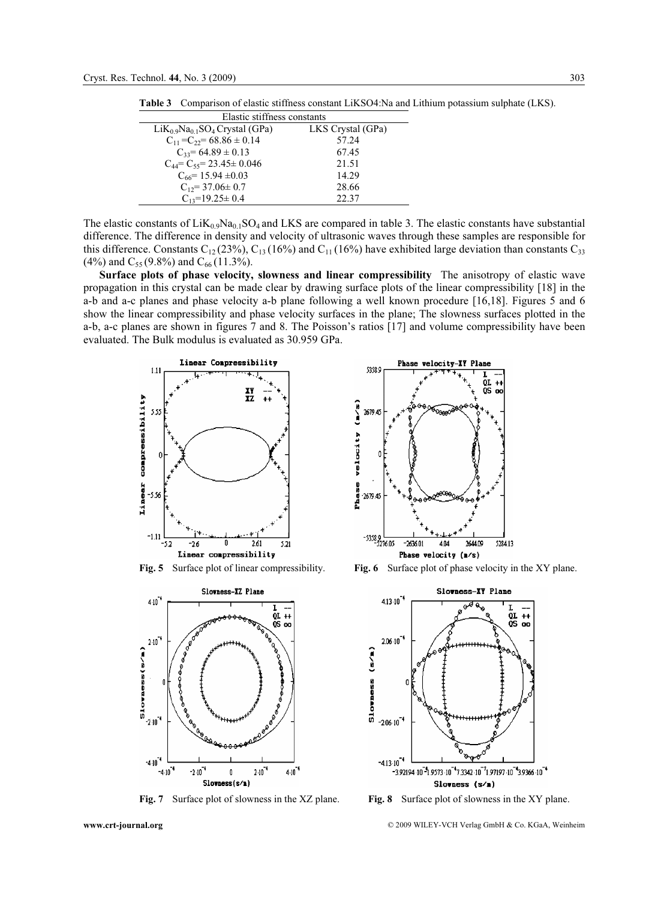**Table 3** Comparison of elastic stiffness constant LiKSO4:Na and Lithium potassium sulphate (LKS).

| Elastic stiffness constants | |
|---|---|
| $LiK_{0.9}Na_{0.1}SO_4$ Crystal (GPa) | LKS Crystal (GPa) |
| $C_{11} = C_{22} = 68.86 \pm 0.14$ | 57.24 |
| $C_{33} = 64.89 \pm 0.13$ | 67.45 |
| $C_{44} = C_{55} = 23.45 \pm 0.046$ | 21.51 |
| $C_{66} = 15.94 \pm 0.03$ | 14.29 |
| $C_{12} = 37.06 \pm 0.7$ | 28.66 |
| $C_{13} = 19.25 \pm 0.4$ | 22.37 |

The elastic constants of $LiK_{0.9}Na_{0.1}SO_4$ and LKS are compared in table 3. The elastic constants have substantial difference. The difference in density and velocity of ultrasonic waves through these samples are responsible for this difference. Constants $C_{12}$ (23%), $C_{13}$ (16%) and $C_{11}$ (16%) have exhibited large deviation than constants $C_{33}$ (4%) and $C_{55}$ (9.8%) and $C_{66}$ (11.3%).

**Surface plots of phase velocity, slowness and linear compressibility** The anisotropy of elastic wave propagation in this crystal can be made clear by drawing surface plots of the linear compressibility [18] in the a-b and a-c planes and phase velocity a-b plane following a well known procedure [16,18]. Figures 5 and 6 show the linear compressibility and phase velocity surfaces in the plane; The slowness surfaces plotted in the a-b, a-c planes are shown in figures 7 and 8. The Poisson's ratios [17] and volume compressibility have been evaluated. The Bulk modulus is evaluated as 30.959 GPa.

**Fig. 5** Surface plot of linear compressibility.

**Fig. 6** Surface plot of phase velocity in the XY plane.

**Fig. 7** Surface plot of slowness in the XZ plane.

**Fig. 8** Surface plot of slowness in the XY plane.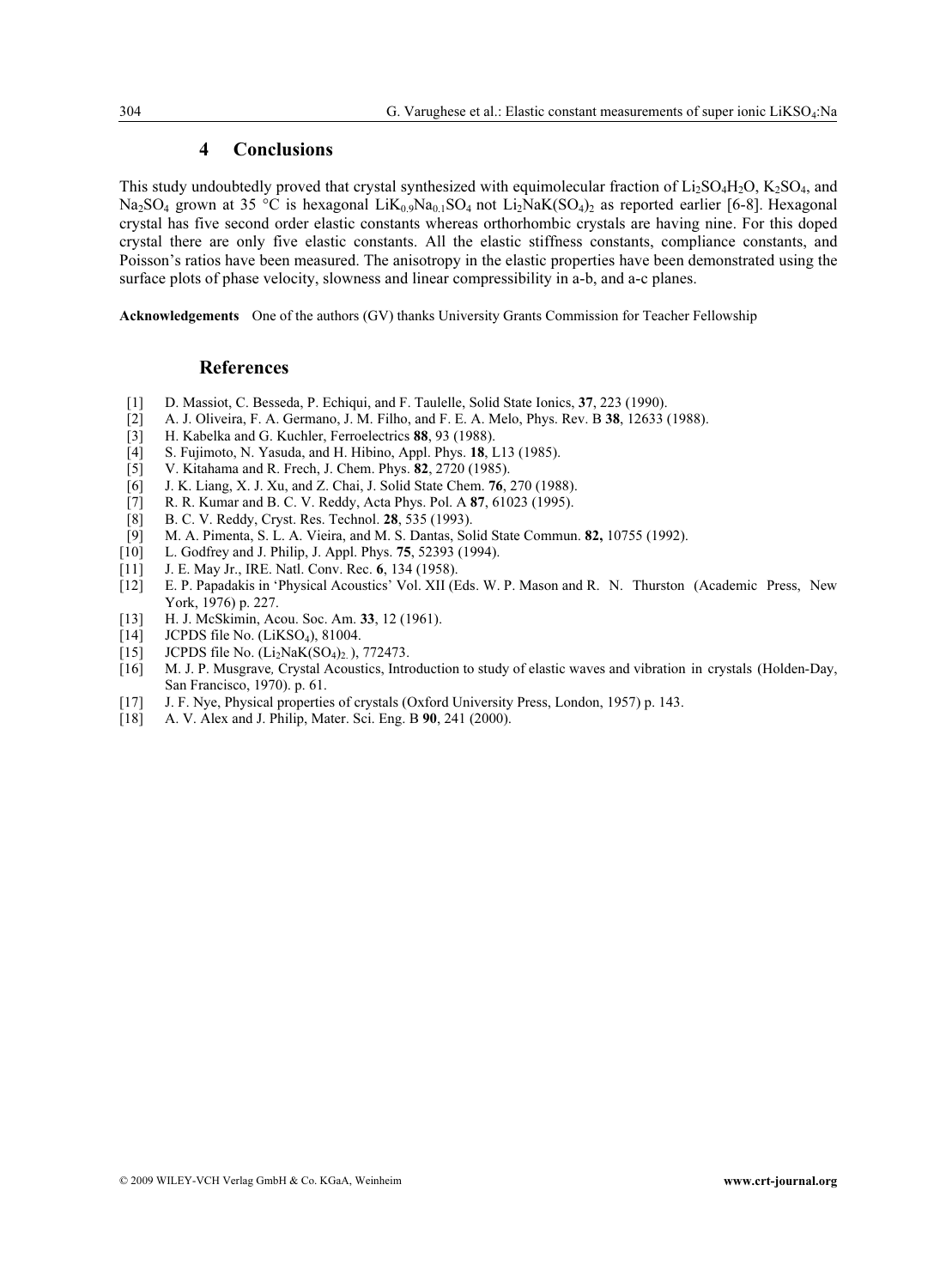## 4 Conclusions

This study undoubtedly proved that crystal synthesized with equimolecular fraction of $Li_2SO_4H_2O$, $K_2SO_4$, and $Na_2SO_4$ grown at 35 °C is hexagonal $LiK_{0.9}Na_{0.1}SO_4$ not $Li_2NaK(SO_4)_2$ as reported earlier [6-8]. Hexagonal crystal has five second order elastic constants whereas orthorhombic crystals are having nine. For this doped crystal there are only five elastic constants. All the elastic stiffness constants, compliance constants, and Poisson's ratios have been measured. The anisotropy in the elastic properties have been demonstrated using the surface plots of phase velocity, slowness and linear compressibility in a-b, and a-c planes.

**Acknowledgements** One of the authors (GV) thanks University Grants Commission for Teacher Fellowship

## References

[1] D. Massiot, C. Besseda, P. Echiqui, and F. Taulelle, Solid State Ionics, **37**, 223 (1990).
[2] A. J. Oliveira, F. A. Germano, J. M. Filho, and F. E. A. Melo, Phys. Rev. B **38**, 12633 (1988).
[3] H. Kabelka and G. Kuchler, Ferroelectrics **88**, 93 (1988).
[4] S. Fujimoto, N. Yasuda, and H. Hibino, Appl. Phys. **18**, L13 (1985).
[5] V. Kitahama and R. Frech, J. Chem. Phys. **82**, 2720 (1985).
[6] J. K. Liang, X. J. Xu, and Z. Chai, J. Solid State Chem. **76**, 270 (1988).
[7] R. R. Kumar and B. C. V. Reddy, Acta Phys. Pol. A **87**, 61023 (1995).
[8] B. C. V. Reddy, Cryst. Res. Technol. **28**, 535 (1993).
[9] M. A. Pimenta, S. L. A. Vieira, and M. S. Dantas, Solid State Commun. **82,** 10755 (1992).
[10] L. Godfrey and J. Philip, J. Appl. Phys. **75**, 52393 (1994).
[11] J. E. May Jr., IRE. Natl. Conv. Rec. **6**, 134 (1958).
[12] E. P. Papadakis in 'Physical Acoustics' Vol. XII (Eds. W. P. Mason and R. N. Thurston (Academic Press, New York, 1976) p. 227.
[13] H. J. McSkimin, Acou. Soc. Am. **33**, 12 (1961).
[14] JCPDS file No. ($LiKSO_4$), 81004.
[15] JCPDS file No. ($Li_2NaK(SO_4)_2$.), 772473.
[16] M. J. P. Musgrave*,* Crystal Acoustics, Introduction to study of elastic waves and vibration in crystals (Holden-Day, San Francisco, 1970). p. 61.
[17] J. F. Nye, Physical properties of crystals (Oxford University Press, London, 1957) p. 143.
[18] A. V. Alex and J. Philip, Mater. Sci. Eng. B **90**, 241 (2000).